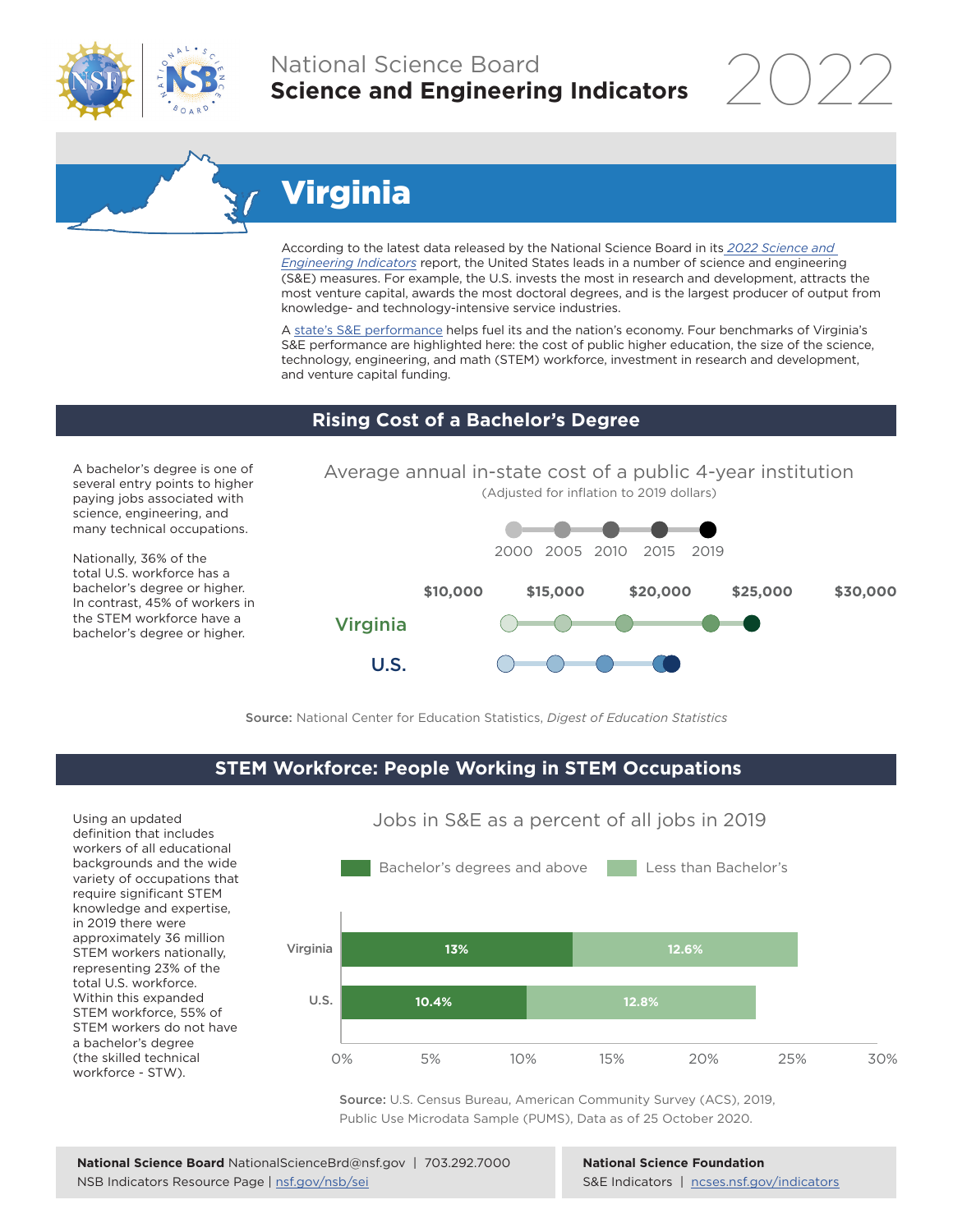National Science Board
**Science and Engineering Indicators** 2022

# Virginia

According to the latest data released by the National Science Board in its *2022 Science and Engineering Indicators* report, the United States leads in a number of science and engineering (S&E) measures. For example, the U.S. invests the most in research and development, attracts the most venture capital, awards the most doctoral degrees, and is the largest producer of output from knowledge- and technology-intensive service industries.

A state's S&E performance helps fuel its and the nation's economy. Four benchmarks of Virginia's S&E performance are highlighted here: the cost of public higher education, the size of the science, technology, engineering, and math (STEM) workforce, investment in research and development, and venture capital funding.

## Rising Cost of a Bachelor's Degree

A bachelor's degree is one of several entry points to higher paying jobs associated with science, engineering, and many technical occupations.

Nationally, 36% of the total U.S. workforce has a bachelor's degree or higher. In contrast, 45% of workers in the STEM workforce have a bachelor's degree or higher.

Average annual in-state cost of a public 4-year institution
(Adjusted for inflation to 2019 dollars)

2000 | 2005 | 2010 | 2015 | 2019

$10,000 | $15,000 | $20,000 | $25,000 | $30,000

Virginia

U.S.

**Source:** National Center for Education Statistics, *Digest of Education Statistics*

## STEM Workforce: People Working in STEM Occupations

Using an updated definition that includes workers of all educational backgrounds and the wide variety of occupations that require significant STEM knowledge and expertise, in 2019 there were approximately 36 million STEM workers nationally, representing 23% of the total U.S. workforce. Within this expanded STEM workforce, 55% of STEM workers do not have a bachelor's degree (the skilled technical workforce - STW).

Jobs in S&E as a percent of all jobs in 2019

| | Bachelor's degrees and above | Less than Bachelor's |
|---|---|---|
| Virginia | 13% | 12.6% |
| U.S. | 10.4% | 12.8% |

**Source:** U.S. Census Bureau, American Community Survey (ACS), 2019, Public Use Microdata Sample (PUMS), Data as of 25 October 2020.

**National Science Board** NationalScienceBrd@nsf.gov | 703.292.7000
NSB Indicators Resource Page | nsf.gov/nsb/sei

**National Science Foundation**
S&E Indicators | ncses.nsf.gov/indicators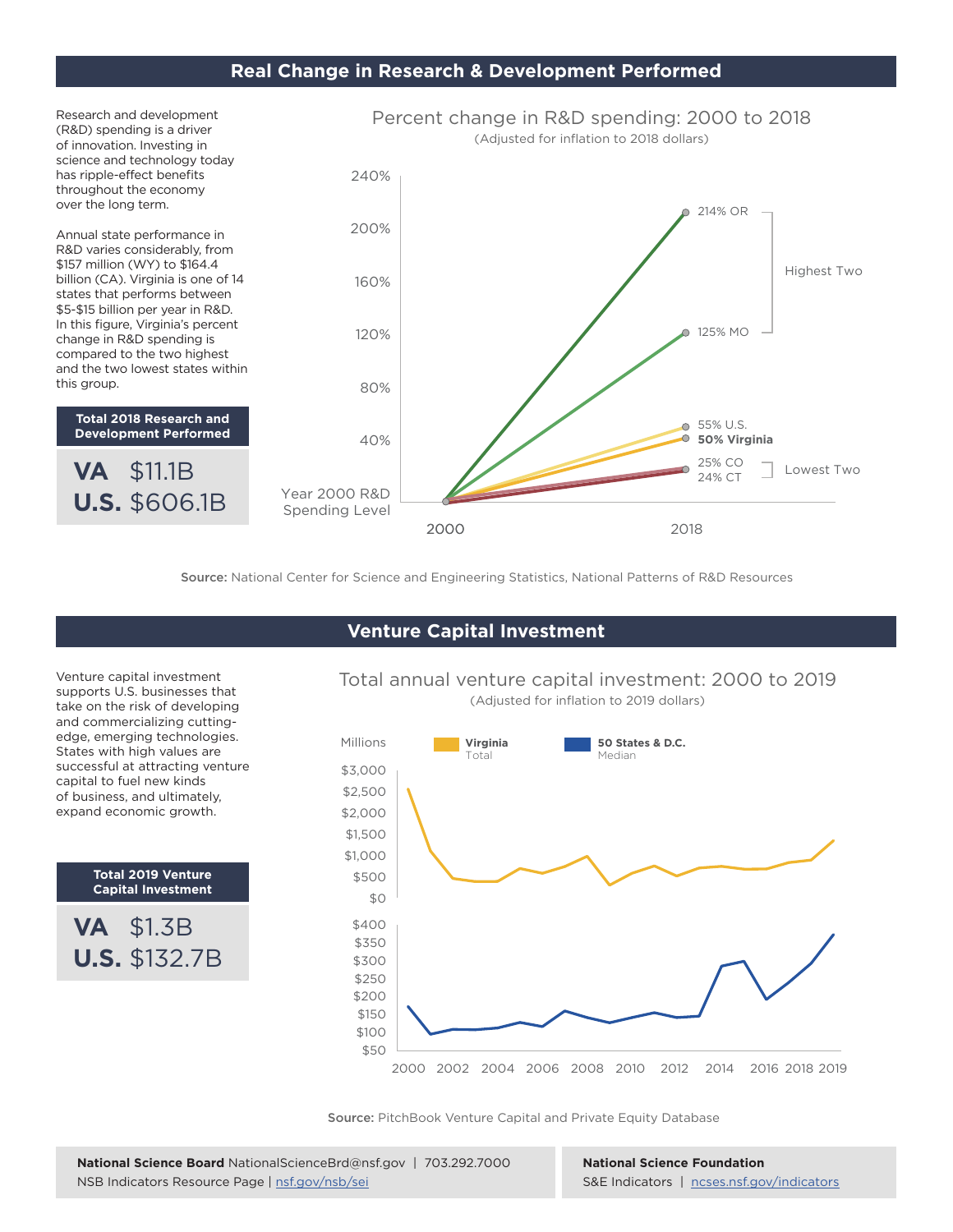## Real Change in Research & Development Performed

Research and development (R&D) spending is a driver of innovation. Investing in science and technology today has ripple-effect benefits throughout the economy over the long term.

Annual state performance in R&D varies considerably, from $157 million (WY) to $164.4 billion (CA). Virginia is one of 14 states that performs between $5-$15 billion per year in R&D. In this figure, Virginia's percent change in R&D spending is compared to the two highest and the two lowest states within this group.

**Total 2018 Research and Development Performed**

**VA** $11.1B

**U.S.** $606.1B

Percent change in R&D spending: 2000 to 2018

(Adjusted for inflation to 2018 dollars)

240%
200%
160%
120%
80%
40%
Year 2000 R&D Spending Level

2000
2018

214% OR
125% MO
Highest Two
55% U.S.
**50% Virginia**
25% CO
24% CT
Lowest Two

**Source:** National Center for Science and Engineering Statistics, National Patterns of R&D Resources

## Venture Capital Investment

Venture capital investment supports U.S. businesses that take on the risk of developing and commercializing cutting-edge, emerging technologies. States with high values are successful at attracting venture capital to fuel new kinds of business, and ultimately, expand economic growth.

**Total 2019 Venture Capital Investment**

**VA** $1.3B

**U.S.** $132.7B

Total annual venture capital investment: 2000 to 2019

(Adjusted for inflation to 2019 dollars)

Millions

**Virginia** Total

**50 States & D.C.** Median

$3,000
$2,500
$2,000
$1,500
$1,000
$500
$0

$400
$350
$300
$250
$200
$150
$100
$50

2000 2002 2004 2006 2008 2010 2012 2014 2016 2018 2019

**Source:** PitchBook Venture Capital and Private Equity Database

**National Science Board** NationalScienceBrd@nsf.gov | 703.292.7000
NSB Indicators Resource Page | nsf.gov/nsb/sei

**National Science Foundation**
S&E Indicators | ncses.nsf.gov/indicators